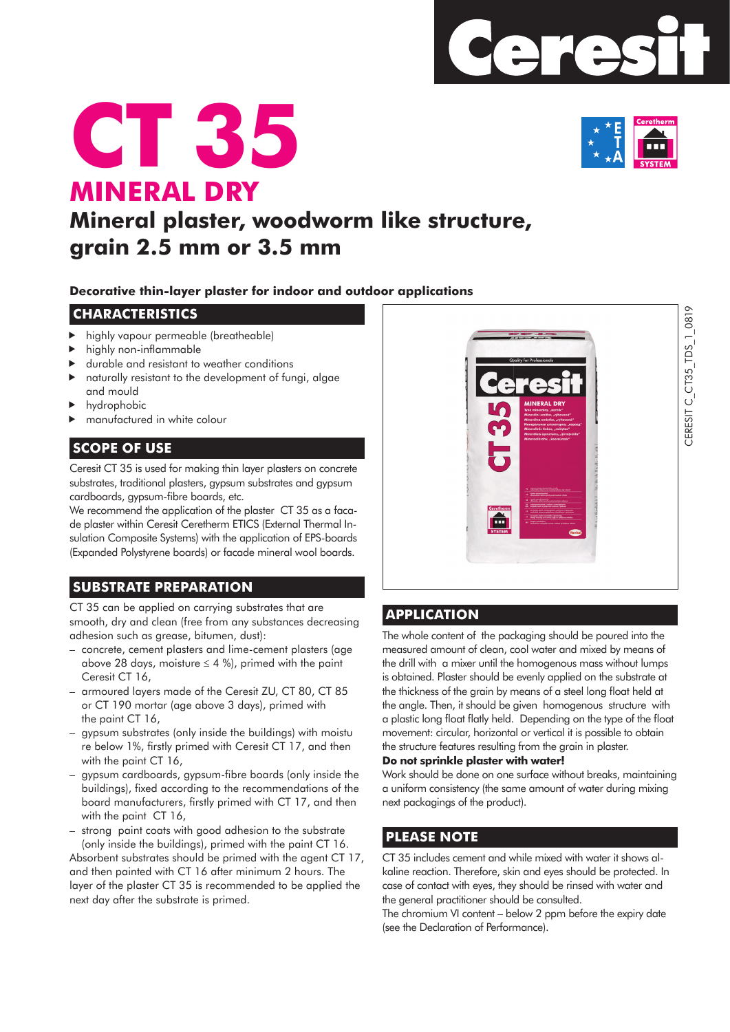# CT 35

## MINERAL DRY

## Mineral plaster, woodworm like structure, grain 2.5 mm or 3.5 mm

**Decorative thin-layer plaster for indoor and outdoor applications**

## CHARACTERISTICS

- highly vapour permeable (breatheable)
- highly non-inflammable
- durable and resistant to weather conditions
- naturally resistant to the development of fungi, algae and mould
- hydrophobic
- manufactured in white colour

## SCOPE OF USE

Ceresit CT 35 is used for making thin layer plasters on concrete substrates, traditional plasters, gypsum substrates and gypsum cardboards, gypsum-fibre boards, etc.
We recommend the application of the plaster CT 35 as a facade plaster within Ceresit Ceretherm ETICS (External Thermal Insulation Composite Systems) with the application of EPS-boards (Expanded Polystyrene boards) or facade mineral wool boards.

## SUBSTRATE PREPARATION

CT 35 can be applied on carrying substrates that are smooth, dry and clean (free from any substances decreasing adhesion such as grease, bitumen, dust):

- concrete, cement plasters and lime-cement plasters (age above 28 days, moisture ≤ 4 %), primed with the paint Ceresit CT 16,
- armoured layers made of the Ceresit ZU, CT 80, CT 85 or CT 190 mortar (age above 3 days), primed with the paint CT 16,
- gypsum substrates (only inside the buildings) with moisture below 1%, firstly primed with Ceresit CT 17, and then with the paint CT 16,
- gypsum cardboards, gypsum-fibre boards (only inside the buildings), fixed according to the recommendations of the board manufacturers, firstly primed with CT 17, and then with the paint CT 16,
- strong paint coats with good adhesion to the substrate (only inside the buildings), primed with the paint CT 16.

Absorbent substrates should be primed with the agent CT 17, and then painted with CT 16 after minimum 2 hours. The layer of the plaster CT 35 is recommended to be applied the next day after the substrate is primed.

## APPLICATION

The whole content of the packaging should be poured into the measured amount of clean, cool water and mixed by means of the drill with a mixer until the homogenous mass without lumps is obtained. Plaster should be evenly applied on the substrate at the thickness of the grain by means of a steel long float held at the angle. Then, it should be given homogenous structure with a plastic long float flatly held. Depending on the type of the float movement: circular, horizontal or vertical it is possible to obtain the structure features resulting from the grain in plaster.

**Do not sprinkle plaster with water!**

Work should be done on one surface without breaks, maintaining a uniform consistency (the same amount of water during mixing next packagings of the product).

## PLEASE NOTE

CT 35 includes cement and while mixed with water it shows alkaline reaction. Therefore, skin and eyes should be protected. In case of contact with eyes, they should be rinsed with water and the general practitioner should be consulted.
The chromium VI content – below 2 ppm before the expiry date (see the Declaration of Performance).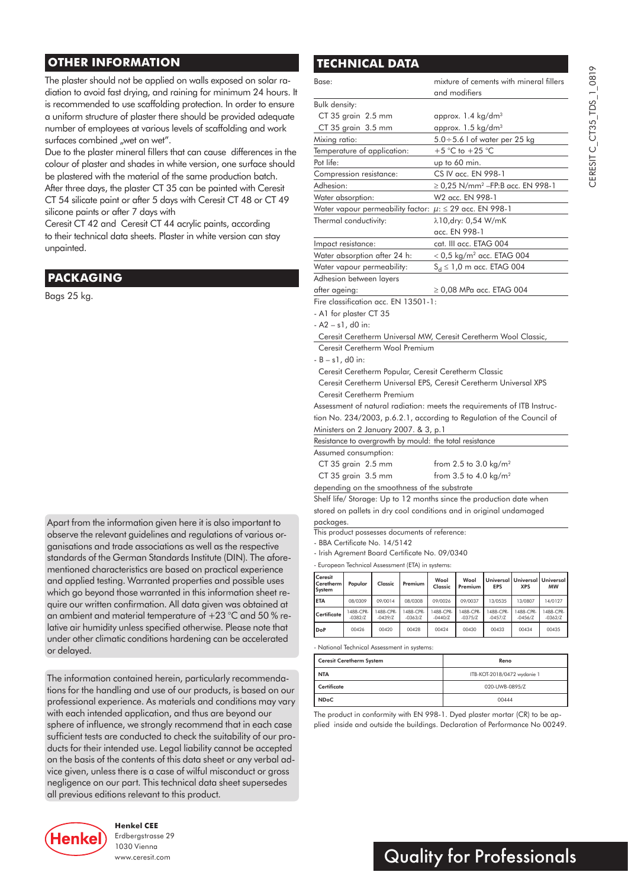## OTHER INFORMATION

The plaster should not be applied on walls exposed on solar radiation to avoid fast drying, and raining for minimum 24 hours. It is recommended to use scaffolding protection. In order to ensure a uniform structure of plaster there should be provided adequate number of employees at various levels of scaffolding and work surfaces combined „wet on wet".

Due to the plaster mineral fillers that can cause differences in the colour of plaster and shades in white version, one surface should be plastered with the material of the same production batch.

After three days, the plaster CT 35 can be painted with Ceresit CT 54 silicate paint or after 5 days with Ceresit CT 48 or CT 49 silicone paints or after 7 days with Ceresit CT 42 and Ceresit CT 44 acrylic paints, according to their technical data sheets. Plaster in white version can stay unpainted.

## PACKAGING

Bags 25 kg.

## TECHNICAL DATA

| | |
|---|---|
| Base: | mixture of cements with mineral fillers and modifiers |
| Bulk density: | |
| CT 35 grain 2.5 mm | approx. 1.4 kg/dm³ |
| CT 35 grain 3.5 mm | approx. 1.5 kg/dm³ |
| Mixing ratio: | 5.0÷5.6 l of water per 25 kg |
| Temperature of application: | +5 °C to +25 °C |
| Pot life: | up to 60 min. |
| Compression resistance: | CS IV acc. EN 998-1 |
| Adhesion: | ≥ 0,25 N/mm² –FP:B acc. EN 998-1 |
| Water absorption: | W2 acc. EN 998-1 |
| Water vapour permeability factor: | $\mu$: ≤ 29 acc. EN 998-1 |
| Thermal conductivity: | $\lambda_{10,dry}$: 0,54 W/mK acc. EN 998-1 |
| Impact resistance: | cat. III acc. ETAG 004 |
| Water absorption after 24 h: | < 0,5 kg/m² acc. ETAG 004 |
| Water vapour permeability: | $S_d$ ≤ 1,0 m acc. ETAG 004 |
| Adhesion between layers after ageing: | ≥ 0,08 MPa acc. ETAG 004 |

Fire classification acc. EN 13501-1:
- A1 for plaster CT 35
- A2 – s1, d0 in:
  Ceresit Ceretherm Universal MW, Ceresit Ceretherm Wool Classic, Ceresit Ceretherm Wool Premium
- B – s1, d0 in:
  Ceresit Ceretherm Popular, Ceresit Ceretherm Classic
  Ceresit Ceretherm Universal EPS, Ceresit Ceretherm Universal XPS
  Ceresit Ceretherm Premium

Assessment of natural radiation: meets the requirements of ITB Instruction No. 234/2003, p.6.2.1, according to Regulation of the Council of Ministers on 2 January 2007. & 3, p.1

Resistance to overgrowth by mould: the total resistance

Assumed consumption:

| | |
|---|---|
| CT 35 grain 2.5 mm | from 2.5 to 3.0 kg/m² |
| CT 35 grain 3.5 mm | from 3.5 to 4.0 kg/m² |

depending on the smoothness of the substrate

Shelf life/ Storage: Up to 12 months since the production date when stored on pallets in dry cool conditions and in original undamaged packages.

This product possesses documents of reference:
- BBA Certificate No. 14/5142
- Irish Agrement Board Certificate No. 09/0340
- European Technical Assessment (ETA) in systems:

| Ceresit Ceretherm System | Popular | Classic | Premium | Wool Classic | Wool Premium | Universal EPS | Universal XPS | Universal MW |
|---|---|---|---|---|---|---|---|---|
| ETA | 08/0309 | 09/0014 | 08/0308 | 09/0026 | 09/0037 | 13/0535 | 13/0807 | 14/0127 |
| Certificate | 1488-CPR-0382/Z | 1488-CPR-0439/Z | 1488-CPR-0363/Z | 1488-CPR-0440/Z | 1488-CPR-0375/Z | 1488-CPR-0457/Z | 1488-CPR-0456/Z | 1488-CPR-0362/Z |
| DoP | 00426 | 00420 | 00428 | 00424 | 00430 | 00433 | 00434 | 00435 |

- National Technical Assessment in systems:

| Ceresit Ceretherm System | Reno |
|---|---|
| NTA | ITB-KOT-2018/0472 wydanie 1 |
| Certificate | 020-UWB-0895/Z |
| NDoC | 00444 |

The product in conformity with EN 998-1. Dyed plaster mortar (CR) to be applied inside and outside the buildings. Declaration of Performance No 00249.

Apart from the information given here it is also important to observe the relevant guidelines and regulations of various organisations and trade associations as well as the respective standards of the German Standards Institute (DIN). The aforementioned characteristics are based on practical experience and applied testing. Warranted properties and possible uses which go beyond those warranted in this information sheet require our written confirmation. All data given was obtained at an ambient and material temperature of +23 °C and 50 % relative air humidity unless specified otherwise. Please note that under other climatic conditions hardening can be accelerated or delayed.

The information contained herein, particularly recommendations for the handling and use of our products, is based on our professional experience. As materials and conditions may vary with each intended application, and thus are beyond our sphere of influence, we strongly recommend that in each case sufficient tests are conducted to check the suitability of our products for their intended use. Legal liability cannot be accepted on the basis of the contents of this data sheet or any verbal advice given, unless there is a case of wilful misconduct or gross negligence on our part. This technical data sheet supersedes all previous editions relevant to this product.

**Henkel CEE**
Erdbergstrasse 29
1030 Vienna
www.ceresit.com

Quality for Professionals